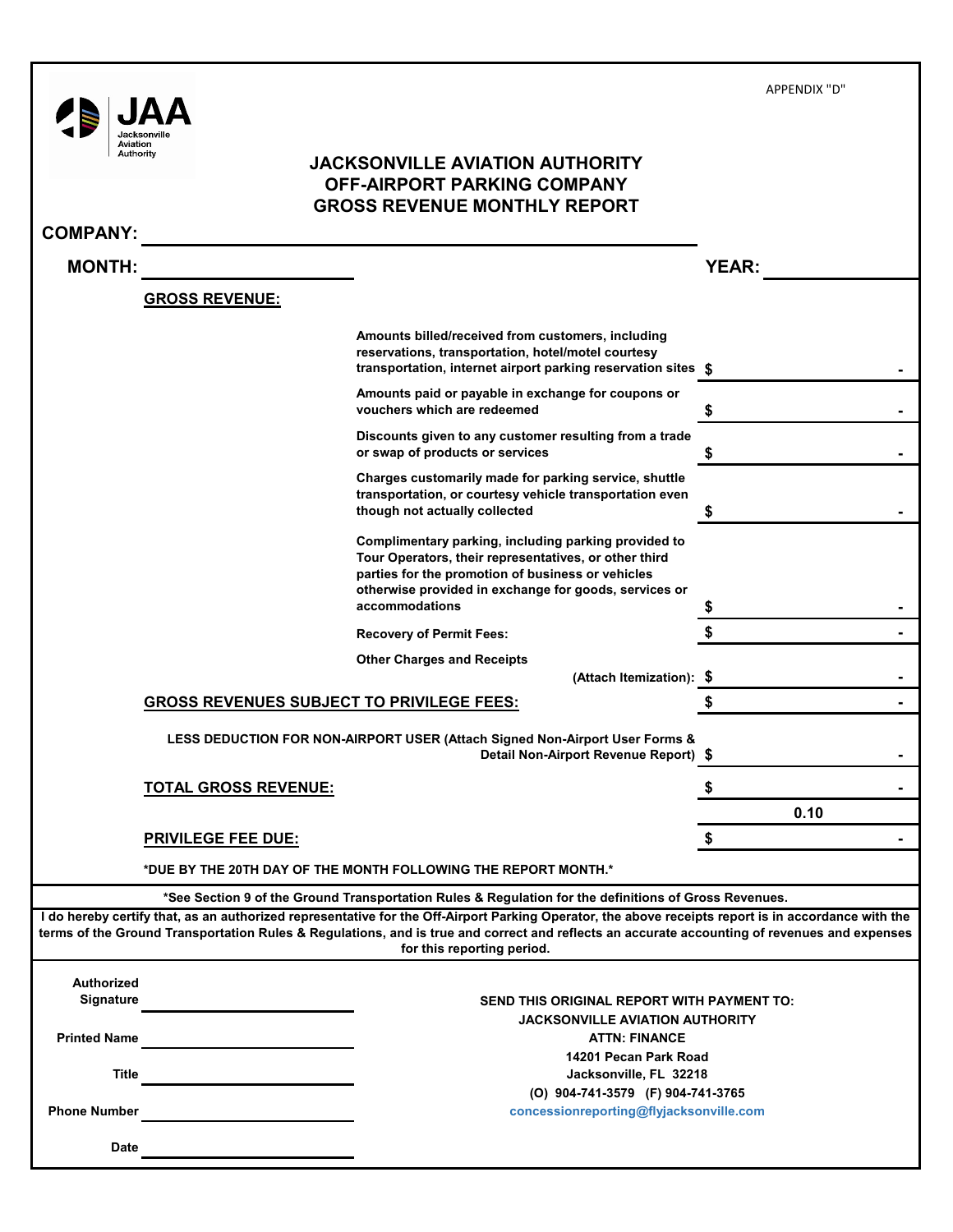APPENDIX "D"

JAA Jacksonville Aviation Authority

# JACKSONVILLE AVIATION AUTHORITY
# OFF-AIRPORT PARKING COMPANY
# GROSS REVENUE MONTHLY REPORT

**COMPANY:** ______________________________

**MONTH:** ______________ **YEAR:** ______________

**GROSS REVENUE:**

| Item | Amount |
|---|---|
| Amounts billed/received from customers, including reservations, transportation, hotel/motel courtesy transportation, internet airport parking reservation sites | $ - |
| Amounts paid or payable in exchange for coupons or vouchers which are redeemed | $ - |
| Discounts given to any customer resulting from a trade or swap of products or services | $ - |
| Charges customarily made for parking service, shuttle transportation, or courtesy vehicle transportation even though not actually collected | $ - |
| Complimentary parking, including parking provided to Tour Operators, their representatives, or other third parties for the promotion of business or vehicles otherwise provided in exchange for goods, services or accommodations | $ - |
| Recovery of Permit Fees: | $ - |
| Other Charges and Receipts (Attach Itemization): | $ - |
| **GROSS REVENUES SUBJECT TO PRIVILEGE FEES:** | $ - |
| LESS DEDUCTION FOR NON-AIRPORT USER (Attach Signed Non-Airport User Forms & Detail Non-Airport Revenue Report) | $ - |
| **TOTAL GROSS REVENUE:** | $ - |
| | 0.10 |
| **PRIVILEGE FEE DUE:** | $ - |

*DUE BY THE 20TH DAY OF THE MONTH FOLLOWING THE REPORT MONTH.*

*See Section 9 of the Ground Transportation Rules & Regulation for the definitions of Gross Revenues.

I do hereby certify that, as an authorized representative for the Off-Airport Parking Operator, the above receipts report is in accordance with the terms of the Ground Transportation Rules & Regulations, and is true and correct and reflects an accurate accounting of revenues and expenses for this reporting period.

Authorized Signature ______________________

Printed Name ______________________

Title ______________________

Phone Number ______________________

Date ______________________

SEND THIS ORIGINAL REPORT WITH PAYMENT TO:
JACKSONVILLE AVIATION AUTHORITY
ATTN: FINANCE
14201 Pecan Park Road
Jacksonville, FL 32218
(O) 904-741-3579 (F) 904-741-3765
concessionreporting@flyjacksonville.com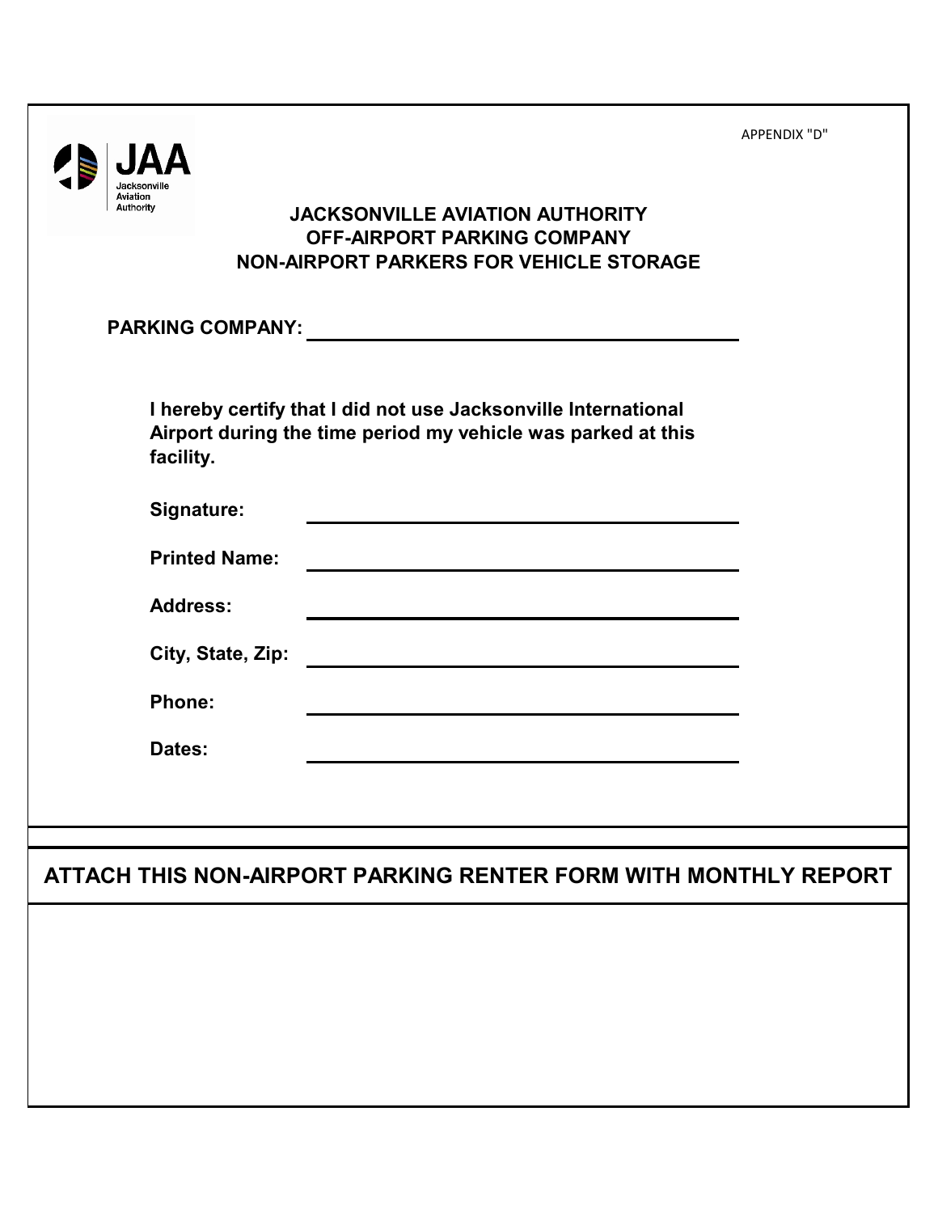APPENDIX "D"

JAA
Jacksonville
Aviation
Authority

## JACKSONVILLE AVIATION AUTHORITY
## OFF-AIRPORT PARKING COMPANY
## NON-AIRPORT PARKERS FOR VEHICLE STORAGE

**PARKING COMPANY:** ______________________________________

**I hereby certify that I did not use Jacksonville International Airport during the time period my vehicle was parked at this facility.**

**Signature:** ______________________________________

**Printed Name:** ______________________________________

**Address:** ______________________________________

**City, State, Zip:** ______________________________________

**Phone:** ______________________________________

**Dates:** ______________________________________

**ATTACH THIS NON-AIRPORT PARKING RENTER FORM WITH MONTHLY REPORT**